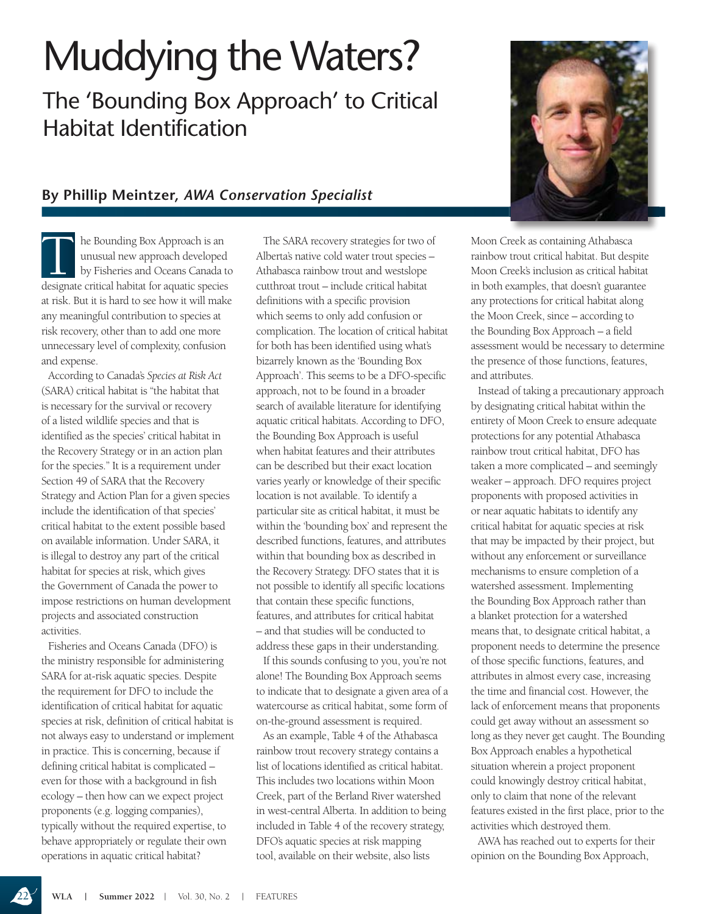# Muddying the Waters?

## The 'Bounding Box Approach' to Critical Habitat Identification

### By Phillip Meintzer, *AWA Conservation Specialist*

The Bounding Box Approach is an unusual new approach developed by Fisheries and Oceans Canada to designate critical habitat for aquatic species at risk. But it is hard to see how it will make any meaningful contribution to species at risk recovery, other than to add one more unnecessary level of complexity, confusion and expense.

According to Canada's *Species at Risk Act* (SARA) critical habitat is "the habitat that is necessary for the survival or recovery of a listed wildlife species and that is identified as the species' critical habitat in the Recovery Strategy or in an action plan for the species." It is a requirement under Section 49 of SARA that the Recovery Strategy and Action Plan for a given species include the identification of that species' critical habitat to the extent possible based on available information. Under SARA, it is illegal to destroy any part of the critical habitat for species at risk, which gives the Government of Canada the power to impose restrictions on human development projects and associated construction activities.

Fisheries and Oceans Canada (DFO) is the ministry responsible for administering SARA for at-risk aquatic species. Despite the requirement for DFO to include the identification of critical habitat for aquatic species at risk, definition of critical habitat is not always easy to understand or implement in practice. This is concerning, because if defining critical habitat is complicated – even for those with a background in fish ecology – then how can we expect project proponents (e.g. logging companies), typically without the required expertise, to behave appropriately or regulate their own operations in aquatic critical habitat?

The SARA recovery strategies for two of Alberta's native cold water trout species – Athabasca rainbow trout and westslope cutthroat trout – include critical habitat definitions with a specific provision which seems to only add confusion or complication. The location of critical habitat for both has been identified using what's bizarrely known as the 'Bounding Box Approach'. This seems to be a DFO-specific approach, not to be found in a broader search of available literature for identifying aquatic critical habitats. According to DFO, the Bounding Box Approach is useful when habitat features and their attributes can be described but their exact location varies yearly or knowledge of their specific location is not available. To identify a particular site as critical habitat, it must be within the 'bounding box' and represent the described functions, features, and attributes within that bounding box as described in the Recovery Strategy. DFO states that it is not possible to identify all specific locations that contain these specific functions, features, and attributes for critical habitat – and that studies will be conducted to address these gaps in their understanding.

If this sounds confusing to you, you're not alone! The Bounding Box Approach seems to indicate that to designate a given area of a watercourse as critical habitat, some form of on-the-ground assessment is required.

As an example, Table 4 of the Athabasca rainbow trout recovery strategy contains a list of locations identified as critical habitat. This includes two locations within Moon Creek, part of the Berland River watershed in west-central Alberta. In addition to being included in Table 4 of the recovery strategy, DFO's aquatic species at risk mapping tool, available on their website, also lists Moon Creek as containing Athabasca rainbow trout critical habitat. But despite Moon Creek's inclusion as critical habitat in both examples, that doesn't guarantee any protections for critical habitat along the Moon Creek, since – according to the Bounding Box Approach – a field assessment would be necessary to determine the presence of those functions, features, and attributes.

Instead of taking a precautionary approach by designating critical habitat within the entirety of Moon Creek to ensure adequate protections for any potential Athabasca rainbow trout critical habitat, DFO has taken a more complicated – and seemingly weaker – approach. DFO requires project proponents with proposed activities in or near aquatic habitats to identify any critical habitat for aquatic species at risk that may be impacted by their project, but without any enforcement or surveillance mechanisms to ensure completion of a watershed assessment. Implementing the Bounding Box Approach rather than a blanket protection for a watershed means that, to designate critical habitat, a proponent needs to determine the presence of those specific functions, features, and attributes in almost every case, increasing the time and financial cost. However, the lack of enforcement means that proponents could get away without an assessment so long as they never get caught. The Bounding Box Approach enables a hypothetical situation wherein a project proponent could knowingly destroy critical habitat, only to claim that none of the relevant features existed in the first place, prior to the activities which destroyed them.

AWA has reached out to experts for their opinion on the Bounding Box Approach,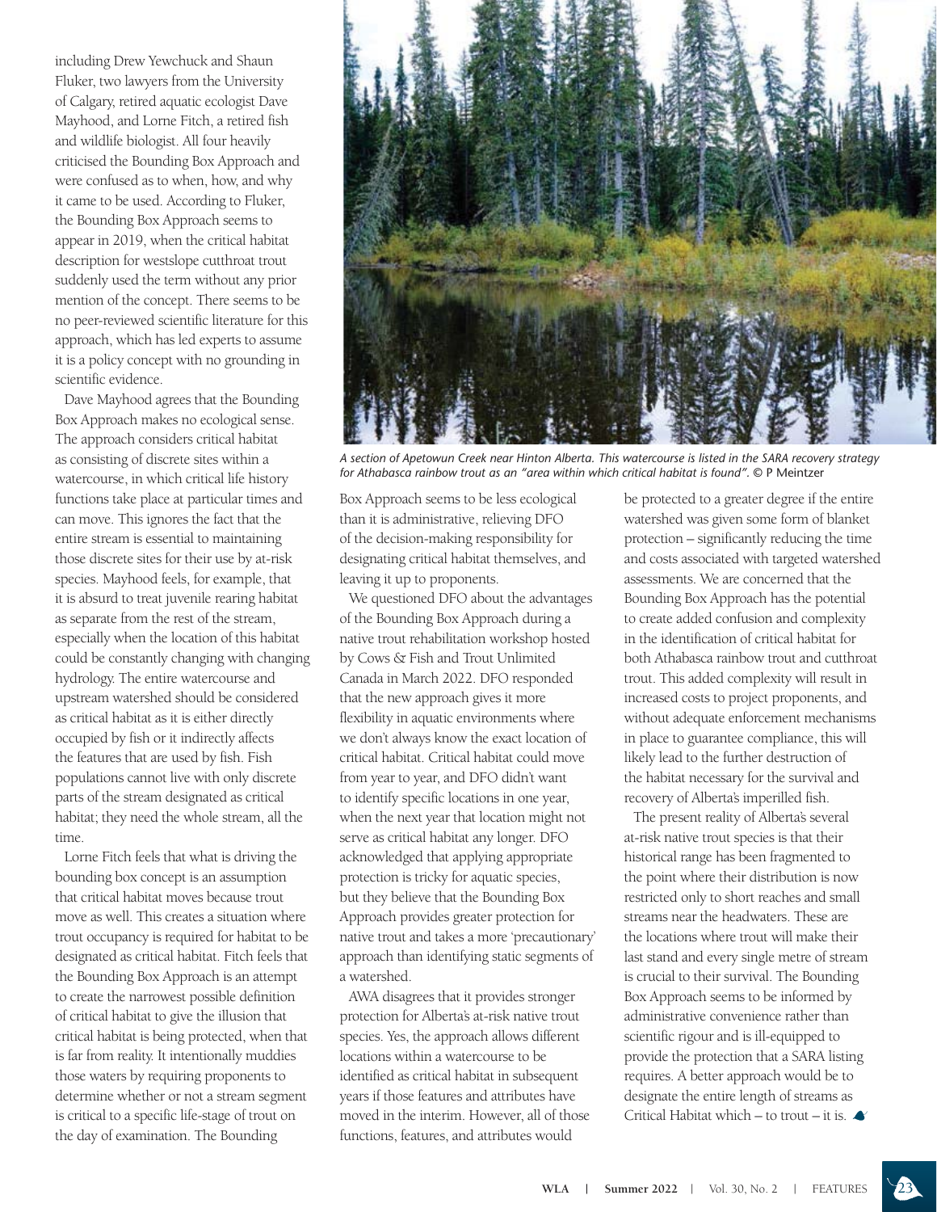including Drew Yewchuck and Shaun Fluker, two lawyers from the University of Calgary, retired aquatic ecologist Dave Mayhood, and Lorne Fitch, a retired fish and wildlife biologist. All four heavily criticised the Bounding Box Approach and were confused as to when, how, and why it came to be used. According to Fluker, the Bounding Box Approach seems to appear in 2019, when the critical habitat description for westslope cutthroat trout suddenly used the term without any prior mention of the concept. There seems to be no peer-reviewed scientific literature for this approach, which has led experts to assume it is a policy concept with no grounding in scientific evidence.

Dave Mayhood agrees that the Bounding Box Approach makes no ecological sense. The approach considers critical habitat as consisting of discrete sites within a watercourse, in which critical life history functions take place at particular times and can move. This ignores the fact that the entire stream is essential to maintaining those discrete sites for their use by at-risk species. Mayhood feels, for example, that it is absurd to treat juvenile rearing habitat as separate from the rest of the stream, especially when the location of this habitat could be constantly changing with changing hydrology. The entire watercourse and upstream watershed should be considered as critical habitat as it is either directly occupied by fish or it indirectly affects the features that are used by fish. Fish populations cannot live with only discrete parts of the stream designated as critical habitat; they need the whole stream, all the time.

Lorne Fitch feels that what is driving the bounding box concept is an assumption that critical habitat moves because trout move as well. This creates a situation where trout occupancy is required for habitat to be designated as critical habitat. Fitch feels that the Bounding Box Approach is an attempt to create the narrowest possible definition of critical habitat to give the illusion that critical habitat is being protected, when that is far from reality. It intentionally muddies those waters by requiring proponents to determine whether or not a stream segment is critical to a specific life-stage of trout on the day of examination. The Bounding Box Approach seems to be less ecological than it is administrative, relieving DFO of the decision-making responsibility for designating critical habitat themselves, and leaving it up to proponents.

*A section of Apetowun Creek near Hinton Alberta. This watercourse is listed in the SARA recovery strategy for Athabasca rainbow trout as an "area within which critical habitat is found".* © P Meintzer

We questioned DFO about the advantages of the Bounding Box Approach during a native trout rehabilitation workshop hosted by Cows & Fish and Trout Unlimited Canada in March 2022. DFO responded that the new approach gives it more flexibility in aquatic environments where we don't always know the exact location of critical habitat. Critical habitat could move from year to year, and DFO didn't want to identify specific locations in one year, when the next year that location might not serve as critical habitat any longer. DFO acknowledged that applying appropriate protection is tricky for aquatic species, but they believe that the Bounding Box Approach provides greater protection for native trout and takes a more 'precautionary' approach than identifying static segments of a watershed.

AWA disagrees that it provides stronger protection for Alberta's at-risk native trout species. Yes, the approach allows different locations within a watercourse to be identified as critical habitat in subsequent years if those features and attributes have moved in the interim. However, all of those functions, features, and attributes would be protected to a greater degree if the entire watershed was given some form of blanket protection – significantly reducing the time and costs associated with targeted watershed assessments. We are concerned that the Bounding Box Approach has the potential to create added confusion and complexity in the identification of critical habitat for both Athabasca rainbow trout and cutthroat trout. This added complexity will result in increased costs to project proponents, and without adequate enforcement mechanisms in place to guarantee compliance, this will likely lead to the further destruction of the habitat necessary for the survival and recovery of Alberta's imperilled fish.

The present reality of Alberta's several at-risk native trout species is that their historical range has been fragmented to the point where their distribution is now restricted only to short reaches and small streams near the headwaters. These are the locations where trout will make their last stand and every single metre of stream is crucial to their survival. The Bounding Box Approach seems to be informed by administrative convenience rather than scientific rigour and is ill-equipped to provide the protection that a SARA listing requires. A better approach would be to designate the entire length of streams as Critical Habitat which – to trout – it is.